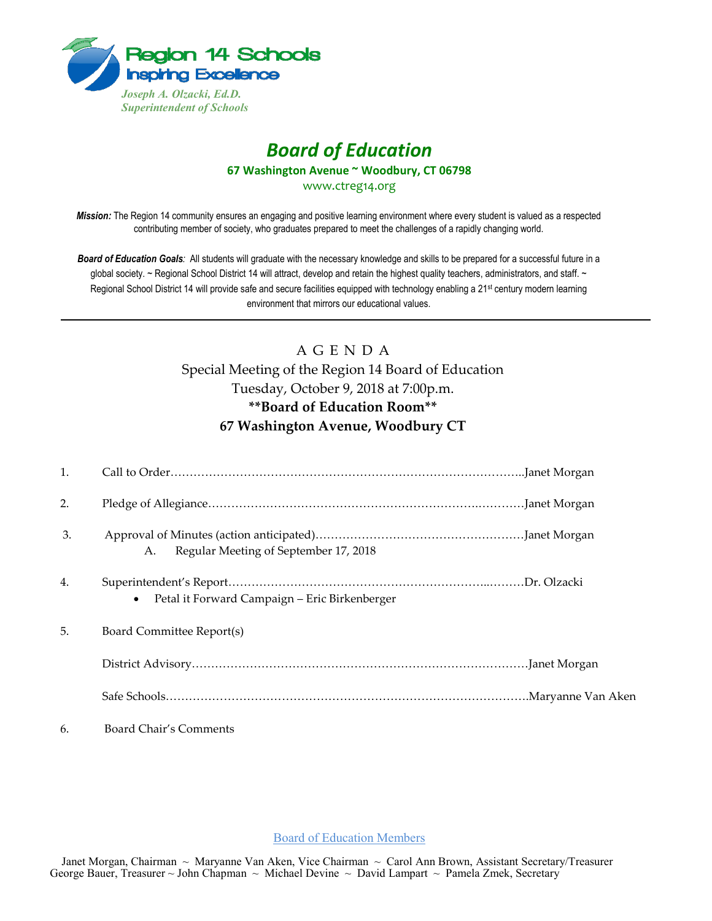Region 14 Schools
Inspiring Excellence

*Joseph A. Olzacki, Ed.D.*
*Superintendent of Schools*

# *Board of Education*

**67 Washington Avenue ~ Woodbury, CT 06798**

www.ctreg14.org

***Mission:*** The Region 14 community ensures an engaging and positive learning environment where every student is valued as a respected contributing member of society, who graduates prepared to meet the challenges of a rapidly changing world.

***Board of Education Goals**:* All students will graduate with the necessary knowledge and skills to be prepared for a successful future in a global society. ~ Regional School District 14 will attract, develop and retain the highest quality teachers, administrators, and staff. ~ Regional School District 14 will provide safe and secure facilities equipped with technology enabling a 21st century modern learning environment that mirrors our educational values.

---

## A G E N D A

Special Meeting of the Region 14 Board of Education
Tuesday, October 9, 2018 at 7:00p.m.
**\*\*Board of Education Room\*\***
**67 Washington Avenue, Woodbury CT**

1. Call to Order……………………………………………………………………………..Janet Morgan

2. Pledge of Allegiance…………………………………………………………….…………Janet Morgan

3. Approval of Minutes (action anticipated)………………………………………………Janet Morgan
   A. Regular Meeting of September 17, 2018

4. Superintendent's Report…………………………………………………………..………Dr. Olzacki
   - Petal it Forward Campaign – Eric Birkenberger

5. Board Committee Report(s)

   District Advisory……………………………………………………………………………Janet Morgan

   Safe Schools……………………………………………………………………………….Maryanne Van Aken

6. Board Chair's Comments

Board of Education Members

Janet Morgan, Chairman ~ Maryanne Van Aken, Vice Chairman ~ Carol Ann Brown, Assistant Secretary/Treasurer
George Bauer, Treasurer ~ John Chapman ~ Michael Devine ~ David Lampart ~ Pamela Zmek, Secretary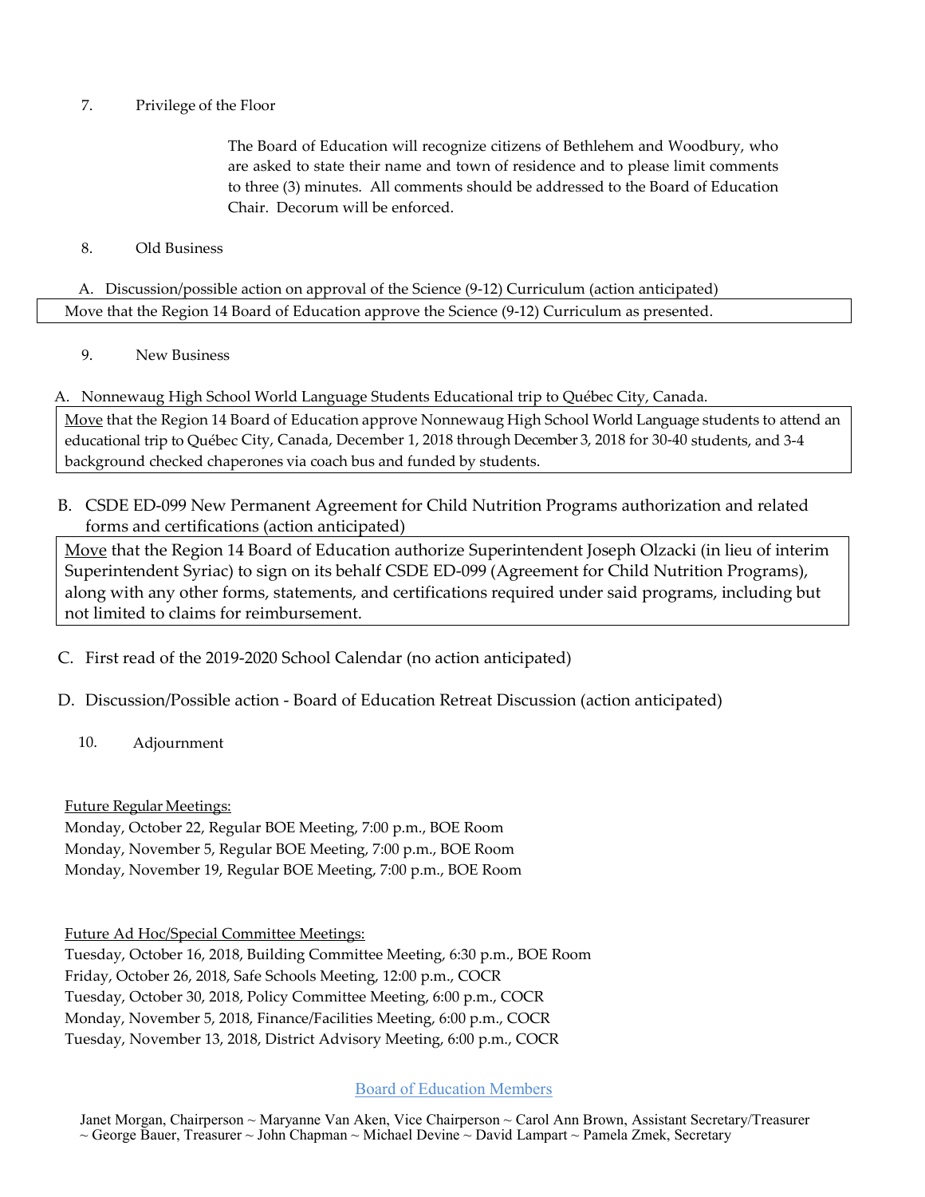7. Privilege of the Floor

   The Board of Education will recognize citizens of Bethlehem and Woodbury, who are asked to state their name and town of residence and to please limit comments to three (3) minutes. All comments should be addressed to the Board of Education Chair. Decorum will be enforced.

8. Old Business

   A. Discussion/possible action on approval of the Science (9-12) Curriculum (action anticipated)

   > Move that the Region 14 Board of Education approve the Science (9-12) Curriculum as presented.

9. New Business

   A. Nonnewaug High School World Language Students Educational trip to Québec City, Canada.

   > <u>Move</u> that the Region 14 Board of Education approve Nonnewaug High School World Language students to attend an educational trip to Québec City, Canada, December 1, 2018 through December 3, 2018 for 30-40 students, and 3-4 background checked chaperones via coach bus and funded by students.

   B. CSDE ED-099 New Permanent Agreement for Child Nutrition Programs authorization and related forms and certifications (action anticipated)

   > <u>Move</u> that the Region 14 Board of Education authorize Superintendent Joseph Olzacki (in lieu of interim Superintendent Syriac) to sign on its behalf CSDE ED-099 (Agreement for Child Nutrition Programs), along with any other forms, statements, and certifications required under said programs, including but not limited to claims for reimbursement.

   C. First read of the 2019-2020 School Calendar (no action anticipated)

   D. Discussion/Possible action - Board of Education Retreat Discussion (action anticipated)

10. Adjournment

<u>Future Regular Meetings:</u>

Monday, October 22, Regular BOE Meeting, 7:00 p.m., BOE Room
Monday, November 5, Regular BOE Meeting, 7:00 p.m., BOE Room
Monday, November 19, Regular BOE Meeting, 7:00 p.m., BOE Room

<u>Future Ad Hoc/Special Committee Meetings:</u>

Tuesday, October 16, 2018, Building Committee Meeting, 6:30 p.m., BOE Room
Friday, October 26, 2018, Safe Schools Meeting, 12:00 p.m., COCR
Tuesday, October 30, 2018, Policy Committee Meeting, 6:00 p.m., COCR
Monday, November 5, 2018, Finance/Facilities Meeting, 6:00 p.m., COCR
Tuesday, November 13, 2018, District Advisory Meeting, 6:00 p.m., COCR

Board of Education Members

Janet Morgan, Chairperson ~ Maryanne Van Aken, Vice Chairperson ~ Carol Ann Brown, Assistant Secretary/Treasurer ~ George Bauer, Treasurer ~ John Chapman ~ Michael Devine ~ David Lampart ~ Pamela Zmek, Secretary